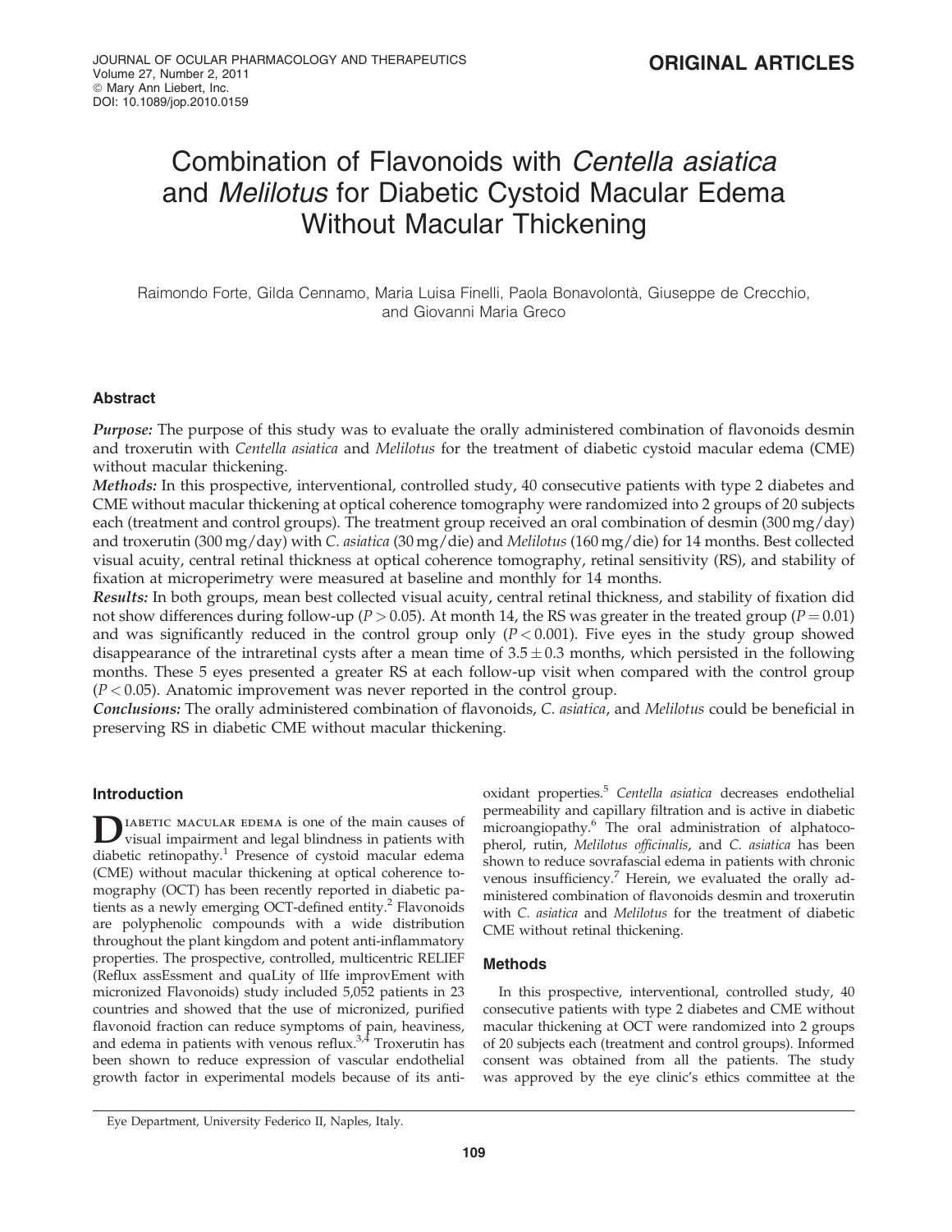ORIGINAL ARTICLES

# Combination of Flavonoids with *Centella asiatica* and *Melilotus* for Diabetic Cystoid Macular Edema Without Macular Thickening

Raimondo Forte, Gilda Cennamo, Maria Luisa Finelli, Paola Bonavolontà, Giuseppe de Crecchio, and Giovanni Maria Greco

## Abstract

***Purpose:*** The purpose of this study was to evaluate the orally administered combination of flavonoids desmin and troxerutin with *Centella asiatica* and *Melilotus* for the treatment of diabetic cystoid macular edema (CME) without macular thickening.

***Methods:*** In this prospective, interventional, controlled study, 40 consecutive patients with type 2 diabetes and CME without macular thickening at optical coherence tomography were randomized into 2 groups of 20 subjects each (treatment and control groups). The treatment group received an oral combination of desmin (300 mg/day) and troxerutin (300 mg/day) with *C. asiatica* (30 mg/die) and *Melilotus* (160 mg/die) for 14 months. Best collected visual acuity, central retinal thickness at optical coherence tomography, retinal sensitivity (RS), and stability of fixation at microperimetry were measured at baseline and monthly for 14 months.

***Results:*** In both groups, mean best collected visual acuity, central retinal thickness, and stability of fixation did not show differences during follow-up ($P > 0.05$). At month 14, the RS was greater in the treated group ($P = 0.01$) and was significantly reduced in the control group only ($P < 0.001$). Five eyes in the study group showed disappearance of the intraretinal cysts after a mean time of $3.5 \pm 0.3$ months, which persisted in the following months. These 5 eyes presented a greater RS at each follow-up visit when compared with the control group ($P < 0.05$). Anatomic improvement was never reported in the control group.

***Conclusions:*** The orally administered combination of flavonoids, *C. asiatica*, and *Melilotus* could be beneficial in preserving RS in diabetic CME without macular thickening.

## Introduction

Diabetic macular edema is one of the main causes of visual impairment and legal blindness in patients with diabetic retinopathy.[1] Presence of cystoid macular edema (CME) without macular thickening at optical coherence tomography (OCT) has been recently reported in diabetic patients as a newly emerging OCT-defined entity.[2] Flavonoids are polyphenolic compounds with a wide distribution throughout the plant kingdom and potent anti-inflammatory properties. The prospective, controlled, multicentric RELIEF (Reflux assEssment and quaLity of lIfe improvEment with micronized Flavonoids) study included 5,052 patients in 23 countries and showed that the use of micronized, purified flavonoid fraction can reduce symptoms of pain, heaviness, and edema in patients with venous reflux.[3,4] Troxerutin has been shown to reduce expression of vascular endothelial growth factor in experimental models because of its antioxidant properties.[5] *Centella asiatica* decreases endothelial permeability and capillary filtration and is active in diabetic microangiopathy.[6] The oral administration of alphatocopherol, rutin, *Melilotus officinalis*, and *C. asiatica* has been shown to reduce sovrafascial edema in patients with chronic venous insufficiency.[7] Herein, we evaluated the orally administered combination of flavonoids desmin and troxerutin with *C. asiatica* and *Melilotus* for the treatment of diabetic CME without retinal thickening.

## Methods

In this prospective, interventional, controlled study, 40 consecutive patients with type 2 diabetes and CME without macular thickening at OCT were randomized into 2 groups of 20 subjects each (treatment and control groups). Informed consent was obtained from all the patients. The study was approved by the eye clinic's ethics committee at the

Eye Department, University Federico II, Naples, Italy.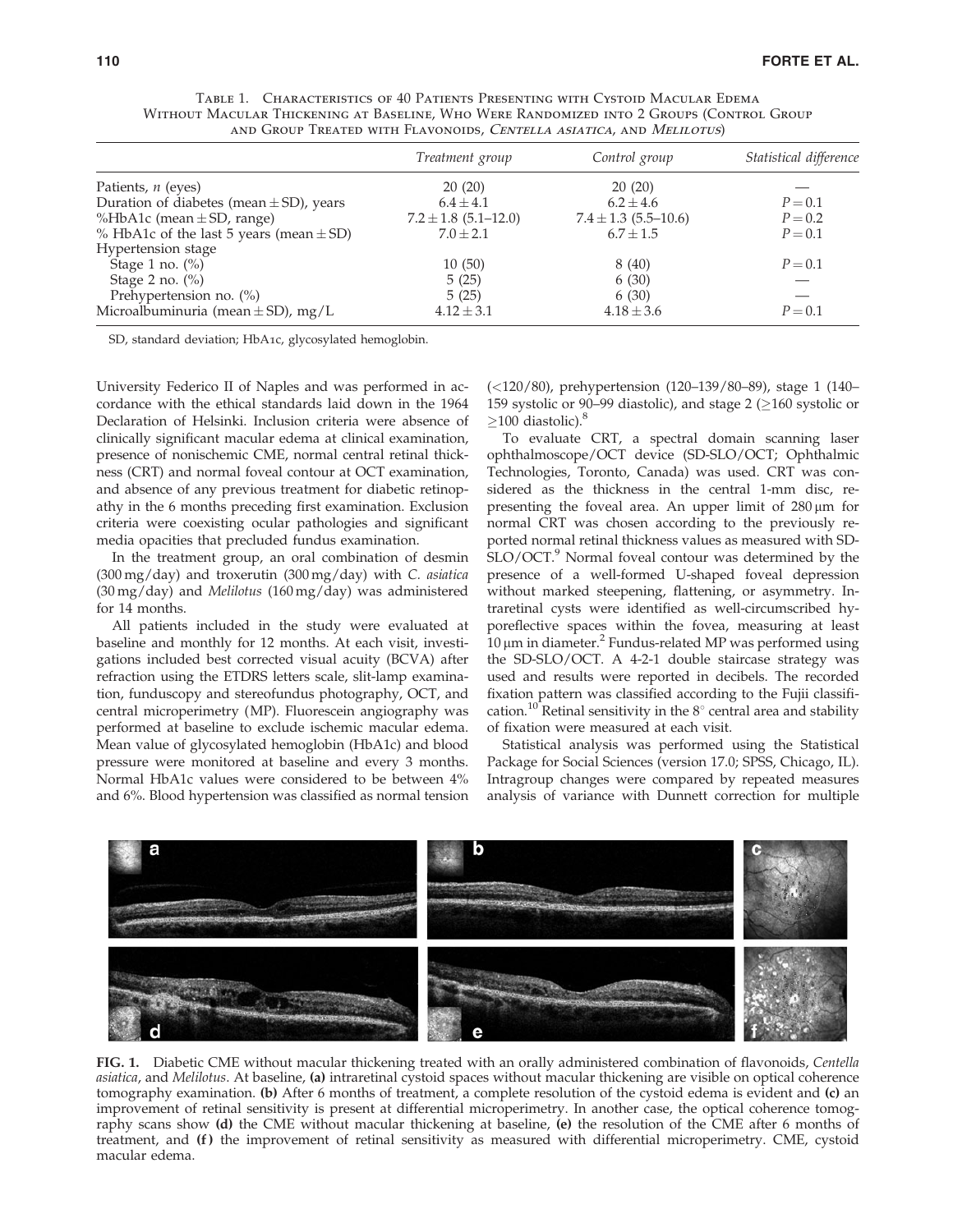Table 1. Characteristics of 40 Patients Presenting with Cystoid Macular Edema Without Macular Thickening at Baseline, Who Were Randomized into 2 Groups (Control Group and Group Treated with Flavonoids, *Centella asiatica*, and *Melilotus*)

| | *Treatment group* | *Control group* | *Statistical difference* |
|---|---|---|---|
| Patients, *n* (eyes) | 20 (20) | 20 (20) | — |
| Duration of diabetes (mean ± SD), years | 6.4 ± 4.1 | 6.2 ± 4.6 | $P = 0.1$ |
| %HbA1c (mean ± SD, range) | 7.2 ± 1.8 (5.1–12.0) | 7.4 ± 1.3 (5.5–10.6) | $P = 0.2$ |
| % HbA1c of the last 5 years (mean ± SD) | 7.0 ± 2.1 | 6.7 ± 1.5 | $P = 0.1$ |
| Hypertension stage | | | |
| Stage 1 no. (%) | 10 (50) | 8 (40) | $P = 0.1$ |
| Stage 2 no. (%) | 5 (25) | 6 (30) | — |
| Prehypertension no. (%) | 5 (25) | 6 (30) | — |
| Microalbuminuria (mean ± SD), mg/L | 4.12 ± 3.1 | 4.18 ± 3.6 | $P = 0.1$ |

SD, standard deviation; HbA1c, glycosylated hemoglobin.

University Federico II of Naples and was performed in accordance with the ethical standards laid down in the 1964 Declaration of Helsinki. Inclusion criteria were absence of clinically significant macular edema at clinical examination, presence of nonischemic CME, normal central retinal thickness (CRT) and normal foveal contour at OCT examination, and absence of any previous treatment for diabetic retinopathy in the 6 months preceding first examination. Exclusion criteria were coexisting ocular pathologies and significant media opacities that precluded fundus examination.

In the treatment group, an oral combination of desmin (300 mg/day) and troxerutin (300 mg/day) with *C. asiatica* (30 mg/day) and *Melilotus* (160 mg/day) was administered for 14 months.

All patients included in the study were evaluated at baseline and monthly for 12 months. At each visit, investigations included best corrected visual acuity (BCVA) after refraction using the ETDRS letters scale, slit-lamp examination, funduscopy and stereofundus photography, OCT, and central microperimetry (MP). Fluorescein angiography was performed at baseline to exclude ischemic macular edema. Mean value of glycosylated hemoglobin (HbA1c) and blood pressure were monitored at baseline and every 3 months. Normal HbA1c values were considered to be between 4% and 6%. Blood hypertension was classified as normal tension (<120/80), prehypertension (120–139/80–89), stage 1 (140–159 systolic or 90–99 diastolic), and stage 2 (≥160 systolic or ≥100 diastolic).[8]

To evaluate CRT, a spectral domain scanning laser ophthalmoscope/OCT device (SD-SLO/OCT; Ophthalmic Technologies, Toronto, Canada) was used. CRT was considered as the thickness in the central 1-mm disc, representing the foveal area. An upper limit of 280 μm for normal CRT was chosen according to the previously reported normal retinal thickness values as measured with SD-SLO/OCT.[9] Normal foveal contour was determined by the presence of a well-formed U-shaped foveal depression without marked steepening, flattening, or asymmetry. Intraretinal cysts were identified as well-circumscribed hyporeflective spaces within the fovea, measuring at least 10 μm in diameter.[2] Fundus-related MP was performed using the SD-SLO/OCT. A 4-2-1 double staircase strategy was used and results were reported in decibels. The recorded fixation pattern was classified according to the Fujii classification.[10] Retinal sensitivity in the 8° central area and stability of fixation were measured at each visit.

Statistical analysis was performed using the Statistical Package for Social Sciences (version 17.0; SPSS, Chicago, IL). Intragroup changes were compared by repeated measures analysis of variance with Dunnett correction for multiple

FIG. 1. Diabetic CME without macular thickening treated with an orally administered combination of flavonoids, *Centella asiatica*, and *Melilotus*. At baseline, **(a)** intraretinal cystoid spaces without macular thickening are visible on optical coherence tomography examination. **(b)** After 6 months of treatment, a complete resolution of the cystoid edema is evident and **(c)** an improvement of retinal sensitivity is present at differential microperimetry. In another case, the optical coherence tomography scans show **(d)** the CME without macular thickening at baseline, **(e)** the resolution of the CME after 6 months of treatment, and **(f)** the improvement of retinal sensitivity as measured with differential microperimetry. CME, cystoid macular edema.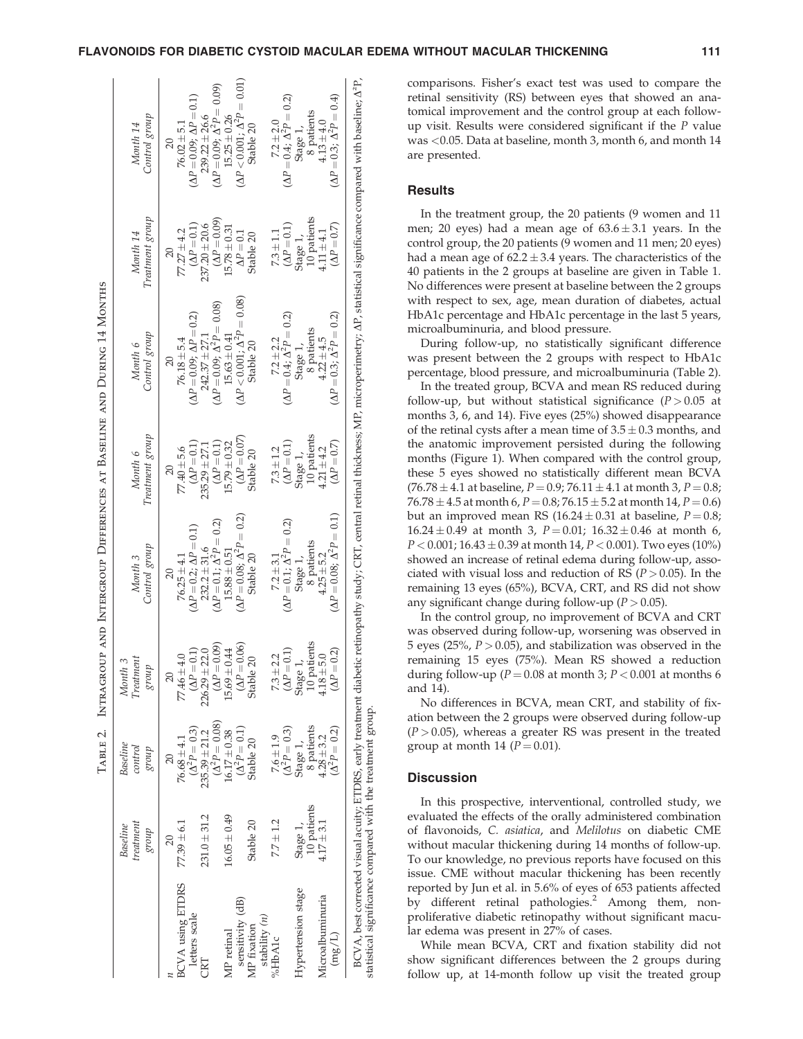**Table 2. Intragroup and Intergroup Differences at Baseline and During 14 Months**

| | Baseline treatment group | Baseline control group | Month 3 Treatment group | Month 3 Control group | Month 6 Treatment group | Month 6 Control group | Month 14 Treatment group | Month 14 Control group |
|---|---|---|---|---|---|---|---|---|
| n | 20 | 20 | 20 | 20 | 20 | 20 | 20 | 20 |
| BCVA using ETDRS letters scale | 77.39 ± 6.1 | 76.68 ± 4.1 ($\Delta^2P = 0.3$) | 77.46 ± 4.0 ($\Delta P = 0.1$) | 76.25 ± 4.1 ($\Delta P = 0.2$; $\Delta P = 0.1$) | 77.40 ± 5.6 ($\Delta P = 0.1$) | 76.18 ± 5.4 ($\Delta P = 0.09$; $\Delta P = 0.2$) | 77.27 ± 4.2 ($\Delta P = 0.1$) | 76.02 ± 5.1 ($\Delta P = 0.09$; $\Delta P = 0.1$) |
| CRT | 231.0 ± 31.2 | 235.39 ± 21.2 ($\Delta^2P = 0.08$) | 226.29 ± 22.0 ($\Delta P = 0.09$) | 232.2 ± 31.6 ($\Delta P = 0.1$; $\Delta^2P = 0.2$) | 235.29 ± 27.1 ($\Delta P = 0.1$) | 242.37 ± 27.1 ($\Delta P = 0.09$; $\Delta^2P = 0.08$) | 237.20 ± 20.6 ($\Delta P = 0.09$) | 239.22 ± 26.6 ($\Delta P = 0.09$; $\Delta^2P = 0.09$) |
| MP retinal sensitivity (dB) | 16.05 ± 0.49 | 16.17 ± 0.38 ($\Delta^2P = 0.1$) | 15.69 ± 0.44 ($\Delta P = 0.06$) | 15.88 ± 0.51 ($\Delta P = 0.08$; $\Delta^2P = 0.2$) | 15.79 ± 0.32 ($\Delta P = 0.07$) | 15.63 ± 0.41 ($\Delta P < 0.001$; $\Delta^2P = 0.08$) | 15.78 ± 0.31 $\Delta P = 0.1$ | 15.25 ± 0.26 ($\Delta P < 0.001$; $\Delta^2P = 0.01$) |
| MP fixation stability (n) | Stable 20 | Stable 20 | Stable 20 | Stable 20 | Stable 20 | Stable 20 | Stable 20 | Stable 20 |
| %HbA1c | 7.7 ± 1.2 | 7.6 ± 1.9 ($\Delta^2P = 0.3$) | 7.3 ± 2.2 ($\Delta P = 0.1$) | 7.2 ± 3.1 ($\Delta P = 0.1$; $\Delta^2P = 0.2$) | 7.3 ± 1.2 ($\Delta P = 0.1$) | 7.2 ± 2.2 ($\Delta P = 0.4$; $\Delta^2P = 0.2$) | 7.3 ± 1.1 ($\Delta P = 0.1$) | 7.2 ± 2.0 ($\Delta P = 0.4$; $\Delta^2P = 0.2$) |
| Hypertension stage | Stage 1, 10 patients | Stage 1, 8 patients | Stage 1, 10 patients | Stage 1, 8 patients | Stage 1, 10 patients | Stage 1, 8 patients | Stage 1, 10 patients | Stage 1, 8 patients |
| Microalbuminuria (mg/L) | 4.17 ± 3.1 | 4.28 ± 3.2 ($\Delta^2P = 0.2$) | 4.18 ± 5.0 ($\Delta P = 0.2$) | 4.25 ± 5.2 ($\Delta P = 0.08$; $\Delta^2P = 0.1$) | 4.21 ± 4.2 ($\Delta P = 0.7$) | 4.22 ± 4.5 ($\Delta P = 0.3$; $\Delta^2P = 0.2$) | 4.11 ± 4.1 ($\Delta P = 0.7$) | 4.13 ± 4.0 ($\Delta P = 0.3$; $\Delta^2P = 0.4$) |

BCVA, best corrected visual acuity; ETDRS, early treatment diabetic retinopathy study; CRT, central retinal thickness; MP, microperimetry; ΔP, statistical significance compared with baseline; $\Delta^2P$, statistical significance compared with the treatment group.

comparisons. Fisher's exact test was used to compare the retinal sensitivity (RS) between eyes that showed an anatomical improvement and the control group at each follow-up visit. Results were considered significant if the $P$ value was $<0.05$. Data at baseline, month 3, month 6, and month 14 are presented.

## Results

In the treatment group, the 20 patients (9 women and 11 men; 20 eyes) had a mean age of 63.6 ± 3.1 years. In the control group, the 20 patients (9 women and 11 men; 20 eyes) had a mean age of 62.2 ± 3.4 years. The characteristics of the 40 patients in the 2 groups at baseline are given in Table 1. No differences were present at baseline between the 2 groups with respect to sex, age, mean duration of diabetes, actual HbA1c percentage and HbA1c percentage in the last 5 years, microalbuminuria, and blood pressure.

During follow-up, no statistically significant difference was present between the 2 groups with respect to HbA1c percentage, blood pressure, and microalbuminuria (Table 2).

In the treated group, BCVA and mean RS reduced during follow-up, but without statistical significance ($P > 0.05$ at months 3, 6, and 14). Five eyes (25%) showed disappearance of the retinal cysts after a mean time of 3.5 ± 0.3 months, and the anatomic improvement persisted during the following months (Figure 1). When compared with the control group, these 5 eyes showed no statistically different mean BCVA (76.78 ± 4.1 at baseline, $P = 0.9$; 76.11 ± 4.1 at month 3, $P = 0.8$; 76.78 ± 4.5 at month 6, $P = 0.8$; 76.15 ± 5.2 at month 14, $P = 0.6$) but an improved mean RS (16.24 ± 0.31 at baseline, $P = 0.8$; 16.24 ± 0.49 at month 3, $P = 0.01$; 16.32 ± 0.46 at month 6, $P < 0.001$; 16.43 ± 0.39 at month 14, $P < 0.001$). Two eyes (10%) showed an increase of retinal edema during follow-up, associated with visual loss and reduction of RS ($P > 0.05$). In the remaining 13 eyes (65%), BCVA, CRT, and RS did not show any significant change during follow-up ($P > 0.05$).

In the control group, no improvement of BCVA and CRT was observed during follow-up, worsening was observed in 5 eyes (25%, $P > 0.05$), and stabilization was observed in the remaining 15 eyes (75%). Mean RS showed a reduction during follow-up ($P = 0.08$ at month 3; $P < 0.001$ at months 6 and 14).

No differences in BCVA, mean CRT, and stability of fixation between the 2 groups were observed during follow-up ($P > 0.05$), whereas a greater RS was present in the treated group at month 14 ($P = 0.01$).

## Discussion

In this prospective, interventional, controlled study, we evaluated the effects of the orally administered combination of flavonoids, *C. asiatica*, and *Melilotus* on diabetic CME without macular thickening during 14 months of follow-up. To our knowledge, no previous reports have focused on this issue. CME without macular thickening has been recently reported by Jun et al. in 5.6% of eyes of 653 patients affected by different retinal pathologies.[2] Among them, nonproliferative diabetic retinopathy without significant macular edema was present in 27% of cases.

While mean BCVA, CRT and fixation stability did not show significant differences between the 2 groups during follow up, at 14-month follow up visit the treated group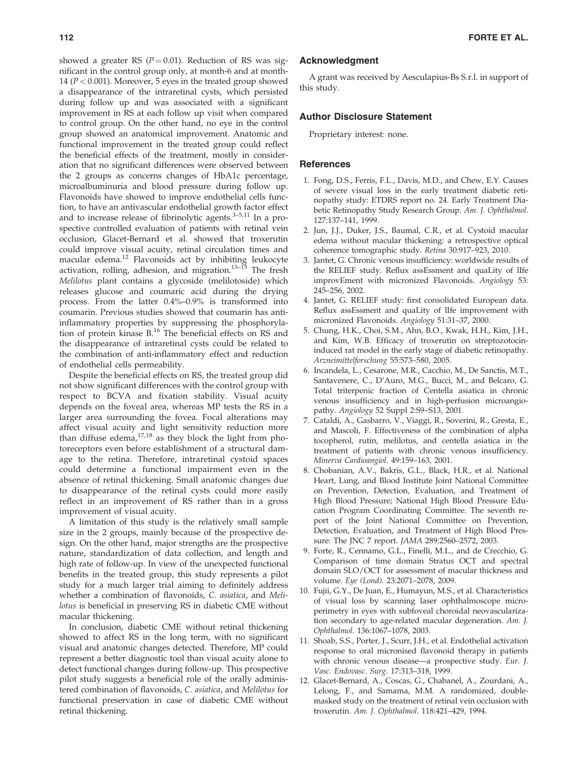showed a greater RS ($P = 0.01$). Reduction of RS was significant in the control group only, at month-6 and at month-14 ($P < 0.001$). Moreover, 5 eyes in the treated group showed a disappearance of the intraretinal cysts, which persisted during follow up and was associated with a significant improvement in RS at each follow up visit when compared to control group. On the other hand, no eye in the control group showed an anatomical improvement. Anatomic and functional improvement in the treated group could reflect the beneficial effects of the treatment, mostly in consideration that no significant differences were observed between the 2 groups as concerns changes of HbA1c percentage, microalbuminuria and blood pressure during follow up. Flavonoids have showed to improve endothelial cells function, to have an antivascular endothelial growth factor effect and to increase release of fibrinolytic agents.[3–5,11] In a prospective controlled evaluation of patients with retinal vein occlusion, Glacet-Bernard et al. showed that troxerutin could improve visual acuity, retinal circulation times and macular edema.[12] Flavonoids act by inhibiting leukocyte activation, rolling, adhesion, and migration.[13–15] The fresh *Melilotus* plant contains a glycoside (melilotoside) which releases glucose and coumaric acid during the drying process. From the latter 0.4%–0.9% is transformed into coumarin. Previous studies showed that coumarin has anti-inflammatory properties by suppressing the phosphorylation of protein kinase B.[16] The beneficial effects on RS and the disappearance of intraretinal cysts could be related to the combination of anti-inflammatory effect and reduction of endothelial cells permeability.

Despite the beneficial effects on RS, the treated group did not show significant differences with the control group with respect to BCVA and fixation stability. Visual acuity depends on the foveal area, whereas MP tests the RS in a larger area surrounding the fovea. Focal alterations may affect visual acuity and light sensitivity reduction more than diffuse edema,[17,18] as they block the light from photoreceptors even before establishment of a structural damage to the retina. Therefore, intraretinal cystoid spaces could determine a functional impairment even in the absence of retinal thickening. Small anatomic changes due to disappearance of the retinal cysts could more easily reflect in an improvement of RS rather than in a gross improvement of visual acuity.

A limitation of this study is the relatively small sample size in the 2 groups, mainly because of the prospective design. On the other hand, major strengths are the prospective nature, standardization of data collection, and length and high rate of follow-up. In view of the unexpected functional benefits in the treated group, this study represents a pilot study for a much larger trial aiming to definitely address whether a combination of flavonoids, *C. asiatica*, and *Melilotus* is beneficial in preserving RS in diabetic CME without macular thickening.

In conclusion, diabetic CME without retinal thickening showed to affect RS in the long term, with no significant visual and anatomic changes detected. Therefore, MP could represent a better diagnostic tool than visual acuity alone to detect functional changes during follow-up. This prospective pilot study suggests a beneficial role of the orally administered combination of flavonoids, *C. asiatica*, and *Melilotus* for functional preservation in case of diabetic CME without retinal thickening.

## Acknowledgment

A grant was received by Aesculapius-Bs S.r.l. in support of this study.

## Author Disclosure Statement

Proprietary interest: none.

## References

1. Fong, D.S., Ferris, F.L., Davis, M.D., and Chew, E.Y. Causes of severe visual loss in the early treatment diabetic retinopathy study: ETDRS report no. 24. Early Treatment Diabetic Retinopathy Study Research Group. *Am. J. Ophthalmol*. 127:137–141, 1999.
2. Jun, J.J., Duker, J.S., Baumal, C.R., et al. Cystoid macular edema without macular thickening: a retrospective optical coherence tomographic study. *Retina* 30:917–923, 2010.
3. Jantet, G. Chronic venous insufficiency: worldwide results of the RELIEF study. Reflux assEssment and quaLity of lIfe improvEment with micronized Flavonoids. *Angiology* 53: 245–256, 2002.
4. Jantet, G. RELIEF study: first consolidated European data. Reflux assEssment and quaLity of lIfe improvement with micronized Flavonoids. *Angiology* 51:31–37, 2000.
5. Chung, H.K., Choi, S.M., Ahn, B.O., Kwak, H.H., Kim, J.H., and Kim, W.B. Efficacy of troxerutin on streptozotocin-induced rat model in the early stage of diabetic retinopathy. *Arzneimittelforschung* 55:573–580, 2005.
6. Incandela, L., Cesarone, M.R., Cacchio, M., De Sanctis, M.T., Santavenere, C., D'Auro, M.G., Bucci, M., and Belcaro, G. Total triterpenic fraction of Centella asiatica in chronic venous insufficiency and in high-perfusion microangiopathy. *Angiology* 52 Suppl 2:S9–S13, 2001.
7. Cataldi, A., Gasbarro, V., Viaggi, R., Soverini, R., Gresta, E., and Mascoli, F. Effectiveness of the combination of alpha tocopherol, rutin, melilotus, and centella asiatica in the treatment of patients with chronic venous insufficiency. *Minerva Cardioangiol*. 49:159–163, 2001.
8. Chobanian, A.V., Bakris, G.L., Black, H.R., et al. National Heart, Lung, and Blood Institute Joint National Committee on Prevention, Detection, Evaluation, and Treatment of High Blood Pressure; National High Blood Pressure Education Program Coordinating Committee. The seventh report of the Joint National Committee on Prevention, Detection, Evaluation, and Treatment of High Blood Pressure: The JNC 7 report. *JAMA* 289:2560–2572, 2003.
9. Forte, R., Cennamo, G.L., Finelli, M.L., and de Crecchio, G. Comparison of time domain Stratus OCT and spectral domain SLO/OCT for assessment of macular thickness and volume. *Eye (Lond).* 23:2071–2078, 2009.
10. Fujii, G.Y., De Juan, E., Humayun, M.S., et al. Characteristics of visual loss by scanning laser ophthalmoscope microperimetry in eyes with subfoveal choroidal neovascularization secondary to age-related macular degeneration. *Am. J. Ophthalmol*. 136:1067–1078, 2003.
11. Shoab, S.S., Porter, J., Scurr, J.H., et al. Endothelial activation response to oral micronised flavonoid therapy in patients with chronic venous disease—a prospective study. *Eur. J. Vasc. Endovasc. Surg*. 17:313–318, 1999.
12. Glacet-Bernard, A., Coscas, G., Chabanel, A., Zourdani, A., Lelong, F., and Samama, M.M. A randomized, double-masked study on the treatment of retinal vein occlusion with troxerutin. *Am. J. Ophthalmol*. 118:421–429, 1994.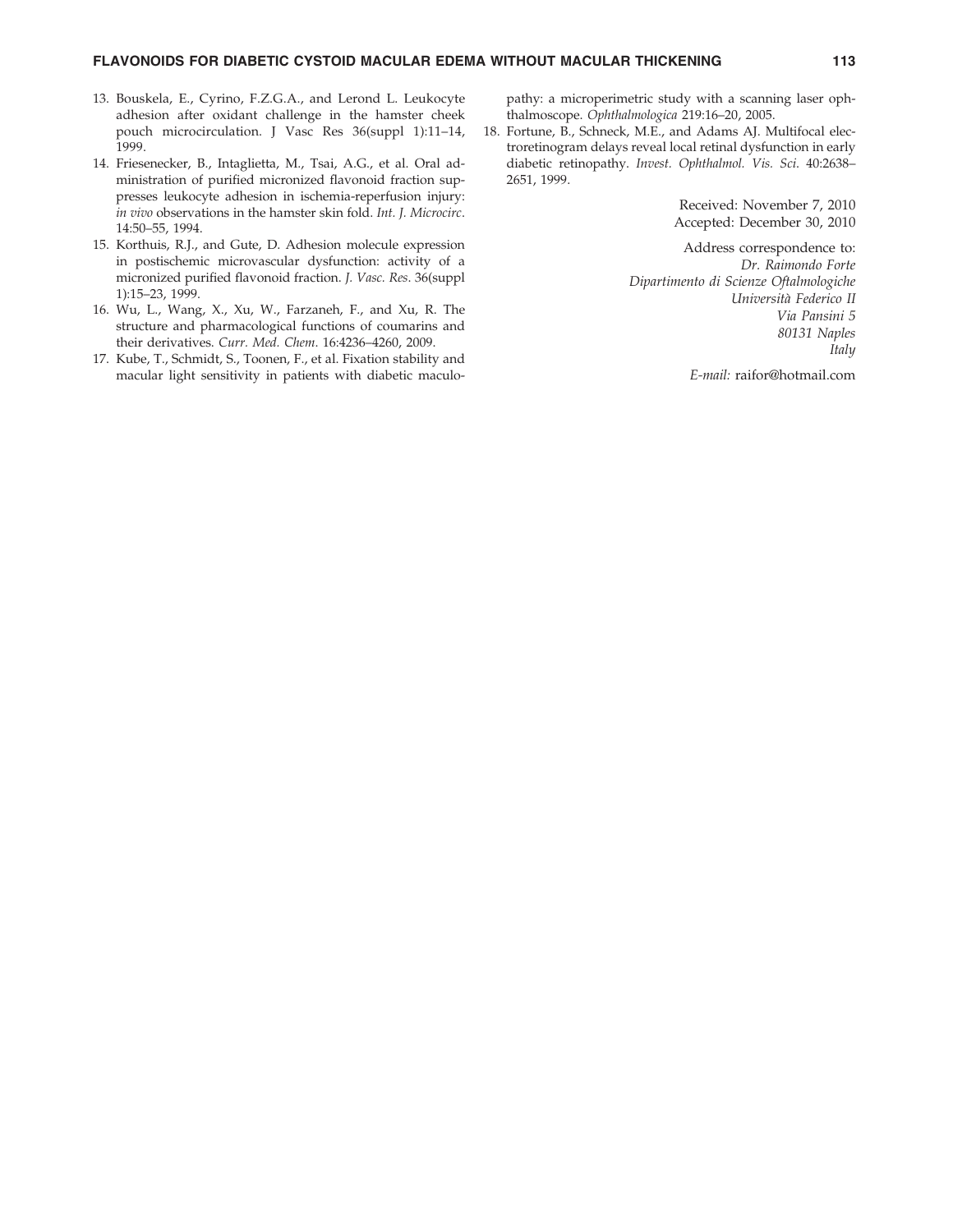13. Bouskela, E., Cyrino, F.Z.G.A., and Lerond L. Leukocyte adhesion after oxidant challenge in the hamster cheek pouch microcirculation. J Vasc Res 36(suppl 1):11–14, 1999.
14. Friesenecker, B., Intaglietta, M., Tsai, A.G., et al. Oral administration of purified micronized flavonoid fraction suppresses leukocyte adhesion in ischemia-reperfusion injury: *in vivo* observations in the hamster skin fold. *Int. J. Microcirc*. 14:50–55, 1994.
15. Korthuis, R.J., and Gute, D. Adhesion molecule expression in postischemic microvascular dysfunction: activity of a micronized purified flavonoid fraction. *J. Vasc. Res*. 36(suppl 1):15–23, 1999.
16. Wu, L., Wang, X., Xu, W., Farzaneh, F., and Xu, R. The structure and pharmacological functions of coumarins and their derivatives. *Curr. Med. Chem*. 16:4236–4260, 2009.
17. Kube, T., Schmidt, S., Toonen, F., et al. Fixation stability and macular light sensitivity in patients with diabetic maculopathy: a microperimetric study with a scanning laser ophthalmoscope. *Ophthalmologica* 219:16–20, 2005.
18. Fortune, B., Schneck, M.E., and Adams AJ. Multifocal electroretinogram delays reveal local retinal dysfunction in early diabetic retinopathy. *Invest. Ophthalmol. Vis. Sci*. 40:2638–2651, 1999.

Received: November 7, 2010
Accepted: December 30, 2010

Address correspondence to:
*Dr. Raimondo Forte*
*Dipartimento di Scienze Oftalmologiche*
*Università Federico II*
*Via Pansini 5*
*80131 Naples*
*Italy*

*E-mail:* raifor@hotmail.com